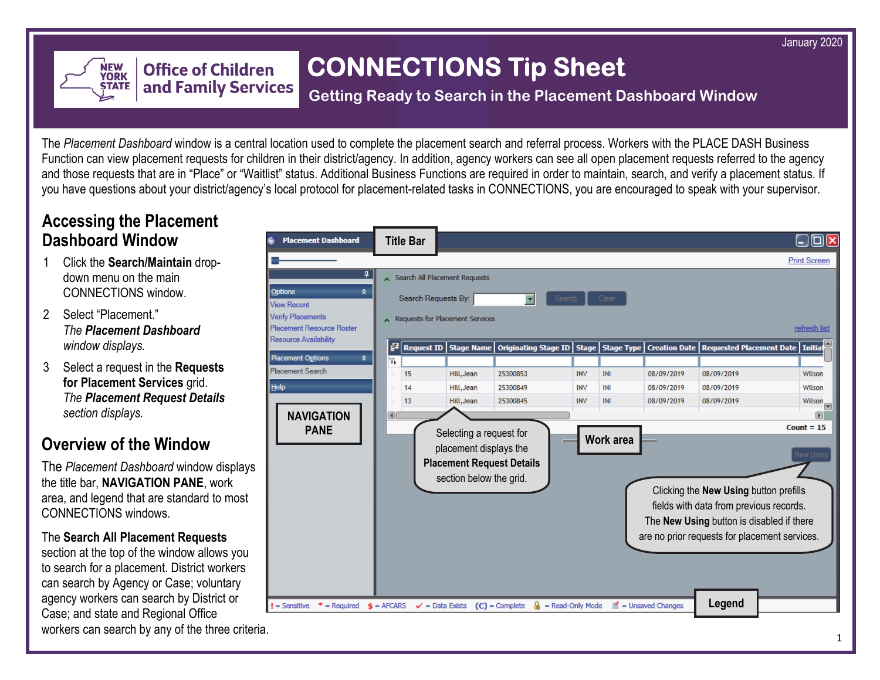January 2020

# CONNECTIONS Tip Sheet

## Getting Ready to Search in the Placement Dashboard Window

The *Placement Dashboard* window is a central location used to complete the placement search and referral process. Workers with the PLACE DASH Business Function can view placement requests for children in their district/agency. In addition, agency workers can see all open placement requests referred to the agency and those requests that are in "Place" or "Waitlist" status. Additional Business Functions are required in order to maintain, search, and verify a placement status. If you have questions about your district/agency's local protocol for placement-related tasks in CONNECTIONS, you are encouraged to speak with your supervisor.

## Accessing the Placement Dashboard Window

1. Click the **Search/Maintain** drop-down menu on the main CONNECTIONS window.
2. Select "Placement."
   *The **Placement Dashboard** window displays.*
3. Select a request in the **Requests for Placement Services** grid.
   *The **Placement Request Details** section displays.*

## Overview of the Window

The *Placement Dashboard* window displays the title bar, **NAVIGATION PANE**, work area, and legend that are standard to most CONNECTIONS windows.

The **Search All Placement Requests** section at the top of the window allows you to search for a placement. District workers can search by Agency or Case; voluntary agency workers can search by District or Case; and state and Regional Office workers can search by any of the three criteria.

Title Bar

NAVIGATION PANE

Work area

Legend

Selecting a request for placement displays the **Placement Request Details** section below the grid.

Clicking the **New Using** button prefills fields with data from previous records. The **New Using** button is disabled if there are no prior requests for placement services.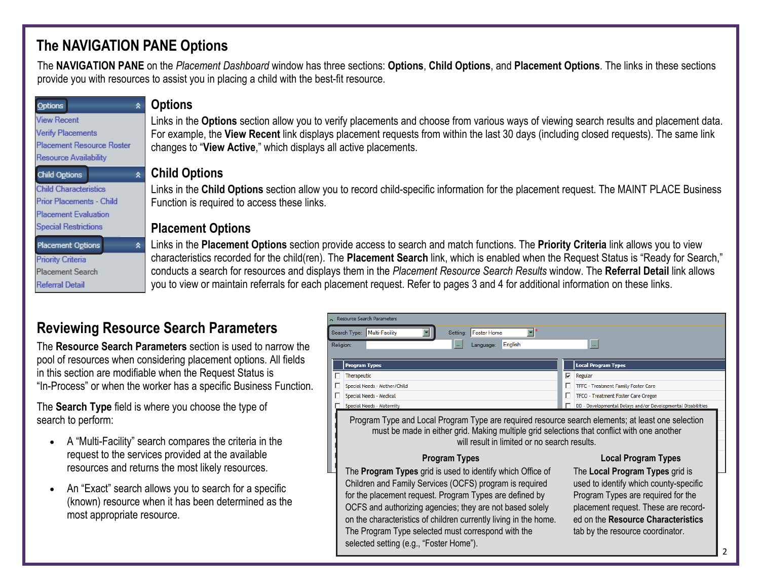# The NAVIGATION PANE Options

The **NAVIGATION PANE** on the *Placement Dashboard* window has three sections: **Options**, **Child Options**, and **Placement Options**. The links in these sections provide you with resources to assist you in placing a child with the best-fit resource.

## Options

Links in the **Options** section allow you to verify placements and choose from various ways of viewing search results and placement data. For example, the **View Recent** link displays placement requests from within the last 30 days (including closed requests). The same link changes to "**View Active**," which displays all active placements.

## Child Options

Links in the **Child Options** section allow you to record child-specific information for the placement request. The MAINT PLACE Business Function is required to access these links.

## Placement Options

Links in the **Placement Options** section provide access to search and match functions. The **Priority Criteria** link allows you to view characteristics recorded for the child(ren). The **Placement Search** link, which is enabled when the Request Status is "Ready for Search," conducts a search for resources and displays them in the *Placement Resource Search Results* window. The **Referral Detail** link allows you to view or maintain referrals for each placement request. Refer to pages 3 and 4 for additional information on these links.

# Reviewing Resource Search Parameters

The **Resource Search Parameters** section is used to narrow the pool of resources when considering placement options. All fields in this section are modifiable when the Request Status is "In-Process" or when the worker has a specific Business Function.

The **Search Type** field is where you choose the type of search to perform:

- A "Multi-Facility" search compares the criteria in the request to the services provided at the available resources and returns the most likely resources.
- An "Exact" search allows you to search for a specific (known) resource when it has been determined as the most appropriate resource.

Program Type and Local Program Type are required resource search elements; at least one selection must be made in either grid. Making multiple grid selections that conflict with one another will result in limited or no search results.

### Program Types

The **Program Types** grid is used to identify which Office of Children and Family Services (OCFS) program is required for the placement request. Program Types are defined by OCFS and authorizing agencies; they are not based solely on the characteristics of children currently living in the home. The Program Type selected must correspond with the selected setting (e.g., "Foster Home").

### Local Program Types

The **Local Program Types** grid is used to identify which county-specific Program Types are required for the placement request. These are recorded on the **Resource Characteristics** tab by the resource coordinator.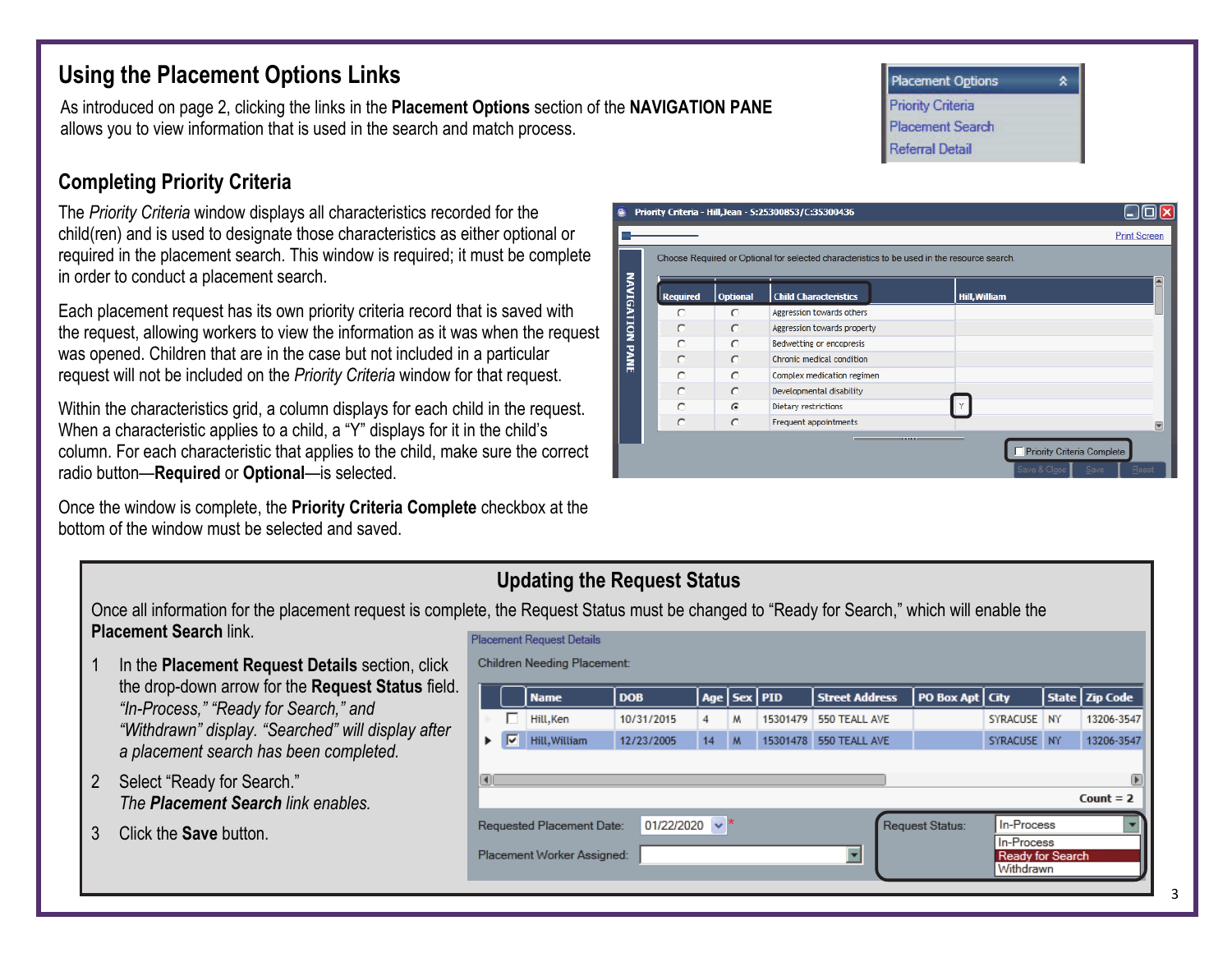# Using the Placement Options Links

As introduced on page 2, clicking the links in the **Placement Options** section of the **NAVIGATION PANE** allows you to view information that is used in the search and match process.

## Completing Priority Criteria

The *Priority Criteria* window displays all characteristics recorded for the child(ren) and is used to designate those characteristics as either optional or required in the placement search. This window is required; it must be complete in order to conduct a placement search.

Each placement request has its own priority criteria record that is saved with the request, allowing workers to view the information as it was when the request was opened. Children that are in the case but not included in a particular request will not be included on the *Priority Criteria* window for that request.

Within the characteristics grid, a column displays for each child in the request. When a characteristic applies to a child, a "Y" displays for it in the child's column. For each characteristic that applies to the child, make sure the correct radio button—**Required** or **Optional**—is selected.

Once the window is complete, the **Priority Criteria Complete** checkbox at the bottom of the window must be selected and saved.

## Updating the Request Status

Once all information for the placement request is complete, the Request Status must be changed to "Ready for Search," which will enable the **Placement Search** link.

1. In the **Placement Request Details** section, click the drop-down arrow for the **Request Status** field. *"In-Process," "Ready for Search," and "Withdrawn" display. "Searched" will display after a placement search has been completed.*
2. Select "Ready for Search."
   *The **Placement Search** link enables.*
3. Click the **Save** button.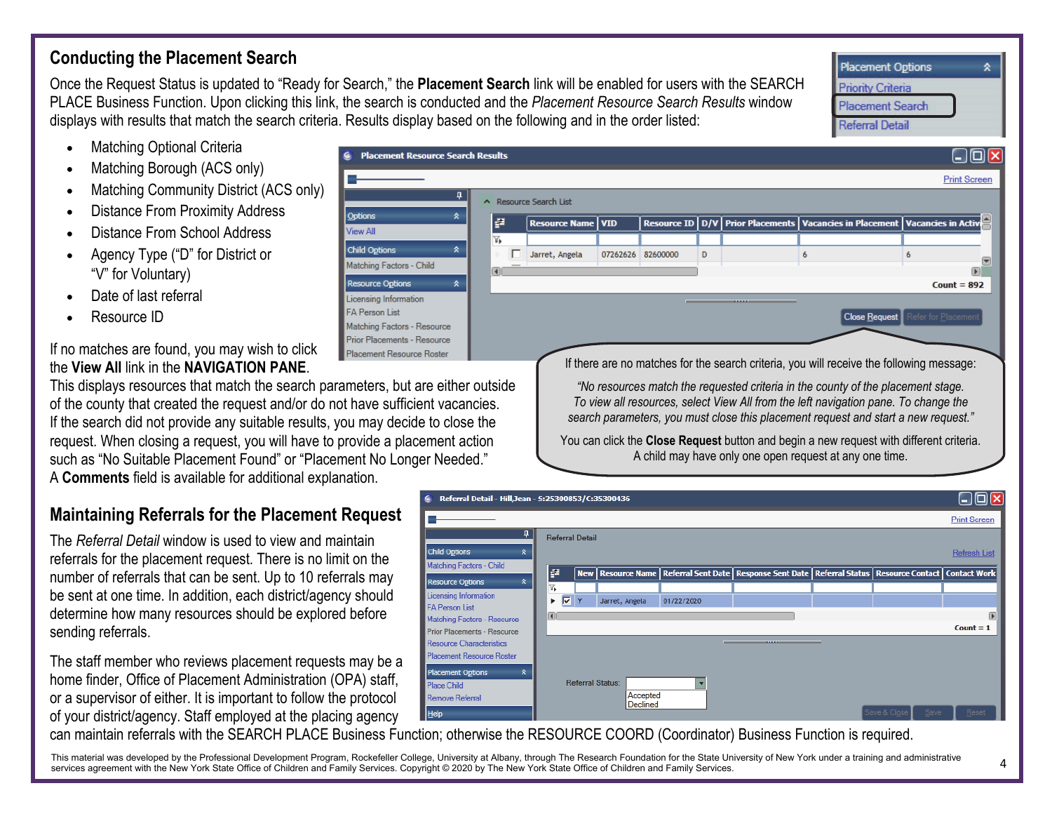## Conducting the Placement Search

Once the Request Status is updated to "Ready for Search," the **Placement Search** link will be enabled for users with the SEARCH PLACE Business Function. Upon clicking this link, the search is conducted and the *Placement Resource Search Results* window displays with results that match the search criteria. Results display based on the following and in the order listed:

- Matching Optional Criteria
- Matching Borough (ACS only)
- Matching Community District (ACS only)
- Distance From Proximity Address
- Distance From School Address
- Agency Type ("D" for District or "V" for Voluntary)
- Date of last referral
- Resource ID

If no matches are found, you may wish to click the **View All** link in the **NAVIGATION PANE**. This displays resources that match the search parameters, but are either outside of the county that created the request and/or do not have sufficient vacancies. If the search did not provide any suitable results, you may decide to close the request. When closing a request, you will have to provide a placement action such as "No Suitable Placement Found" or "Placement No Longer Needed." A **Comments** field is available for additional explanation.

If there are no matches for the search criteria, you will receive the following message:

*"No resources match the requested criteria in the county of the placement stage. To view all resources, select View All from the left navigation pane. To change the search parameters, you must close this placement request and start a new request."*

You can click the **Close Request** button and begin a new request with different criteria. A child may have only one open request at any one time.

## Maintaining Referrals for the Placement Request

The *Referral Detail* window is used to view and maintain referrals for the placement request. There is no limit on the number of referrals that can be sent. Up to 10 referrals may be sent at one time. In addition, each district/agency should determine how many resources should be explored before sending referrals.

The staff member who reviews placement requests may be a home finder, Office of Placement Administration (OPA) staff, or a supervisor of either. It is important to follow the protocol of your district/agency. Staff employed at the placing agency can maintain referrals with the SEARCH PLACE Business Function; otherwise the RESOURCE COORD (Coordinator) Business Function is required.

This material was developed by the Professional Development Program, Rockefeller College, University at Albany, through The Research Foundation for the State University of New York under a training and administrative services agreement with the New York State Office of Children and Family Services. Copyright © 2020 by The New York State Office of Children and Family Services.